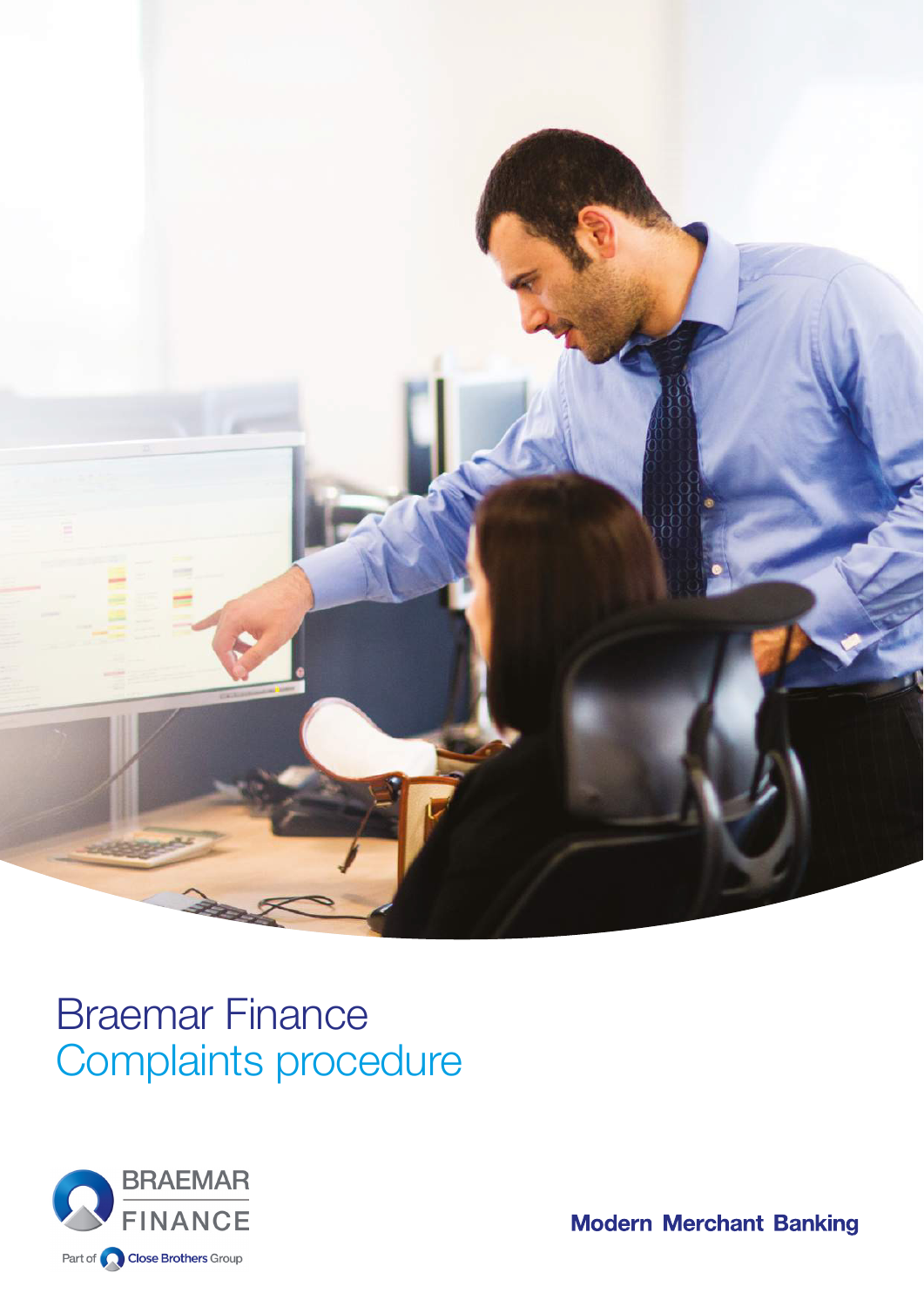# Braemar Finance
## Complaints procedure

BRAEMAR FINANCE

Part of Close Brothers Group

Modern Merchant Banking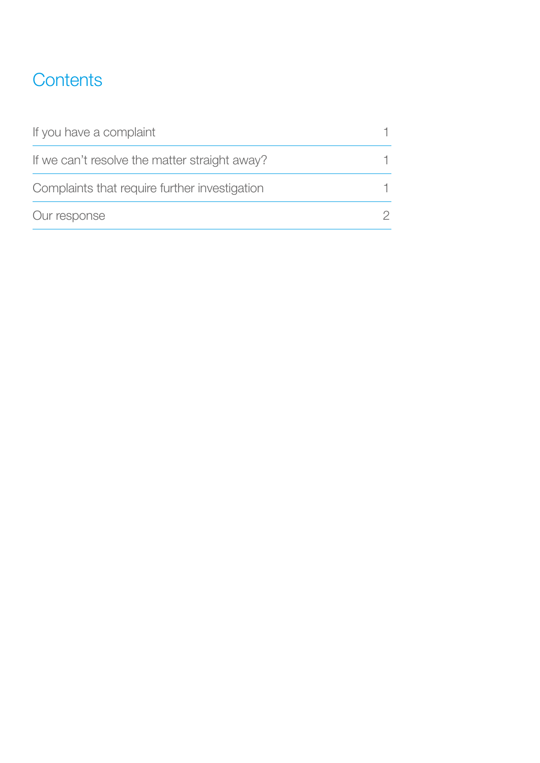# Contents

| | |
|---|---|
| If you have a complaint | 1 |
| If we can't resolve the matter straight away? | 1 |
| Complaints that require further investigation | 1 |
| Our response | 2 |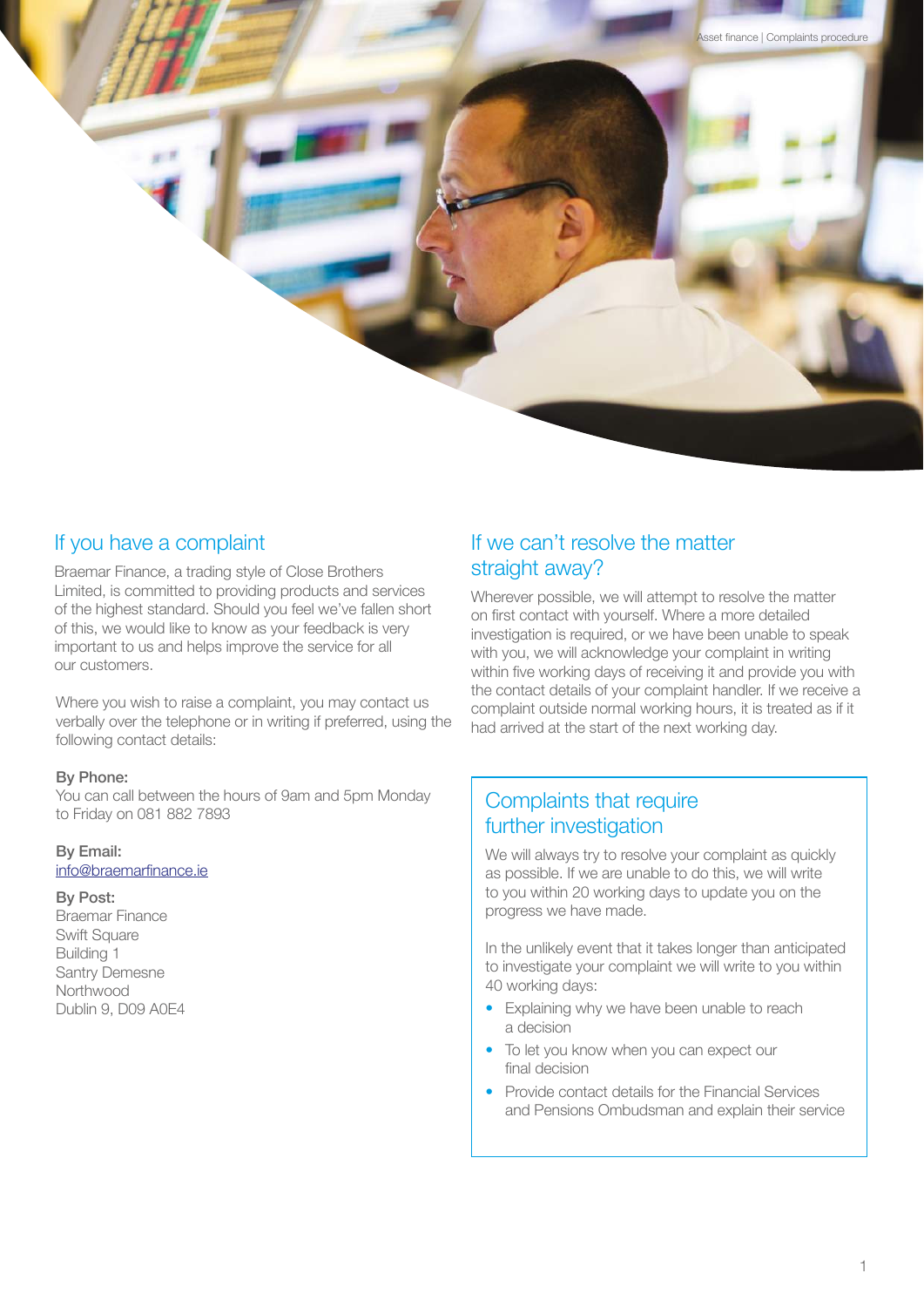## If you have a complaint

Braemar Finance, a trading style of Close Brothers Limited, is committed to providing products and services of the highest standard. Should you feel we've fallen short of this, we would like to know as your feedback is very important to us and helps improve the service for all our customers.

Where you wish to raise a complaint, you may contact us verbally over the telephone or in writing if preferred, using the following contact details:

**By Phone:**
You can call between the hours of 9am and 5pm Monday to Friday on 081 882 7893

**By Email:**
info@braemarfinance.ie

**By Post:**
Braemar Finance
Swift Square
Building 1
Santry Demesne
Northwood
Dublin 9, D09 A0E4

## If we can't resolve the matter straight away?

Wherever possible, we will attempt to resolve the matter on first contact with yourself. Where a more detailed investigation is required, or we have been unable to speak with you, we will acknowledge your complaint in writing within five working days of receiving it and provide you with the contact details of your complaint handler. If we receive a complaint outside normal working hours, it is treated as if it had arrived at the start of the next working day.

## Complaints that require further investigation

We will always try to resolve your complaint as quickly as possible. If we are unable to do this, we will write to you within 20 working days to update you on the progress we have made.

In the unlikely event that it takes longer than anticipated to investigate your complaint we will write to you within 40 working days:

- Explaining why we have been unable to reach a decision
- To let you know when you can expect our final decision
- Provide contact details for the Financial Services and Pensions Ombudsman and explain their service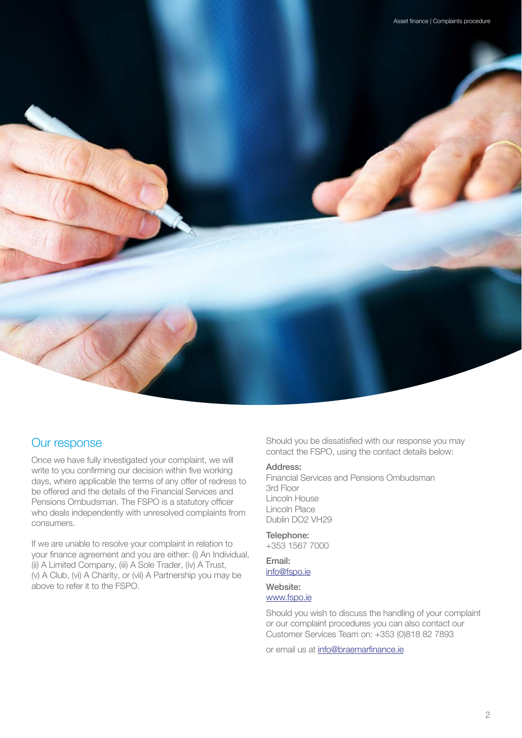## Our response

Once we have fully investigated your complaint, we will write to you confirming our decision within five working days, where applicable the terms of any offer of redress to be offered and the details of the Financial Services and Pensions Ombudsman. The FSPO is a statutory officer who deals independently with unresolved complaints from consumers.

If we are unable to resolve your complaint in relation to your finance agreement and you are either: (i) An Individual, (ii) A Limited Company, (iii) A Sole Trader, (iv) A Trust, (v) A Club, (vi) A Charity, or (vii) A Partnership you may be above to refer it to the FSPO.

Should you be dissatisfied with our response you may contact the FSPO, using the contact details below:

**Address:**
Financial Services and Pensions Ombudsman
3rd Floor
Lincoln House
Lincoln Place
Dublin DO2 VH29

**Telephone:**
+353 1567 7000

**Email:**
info@fspo.ie

**Website:**
www.fspo.ie

Should you wish to discuss the handling of your complaint or our complaint procedures you can also contact our Customer Services Team on: +353 (0)818 82 7893

or email us at info@braemarfinance.ie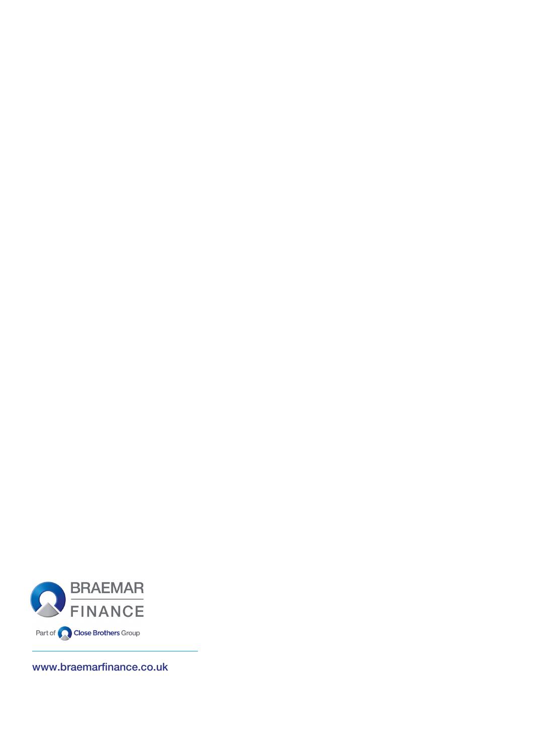BRAEMAR FINANCE

Part of Close Brothers Group

www.braemarfinance.co.uk